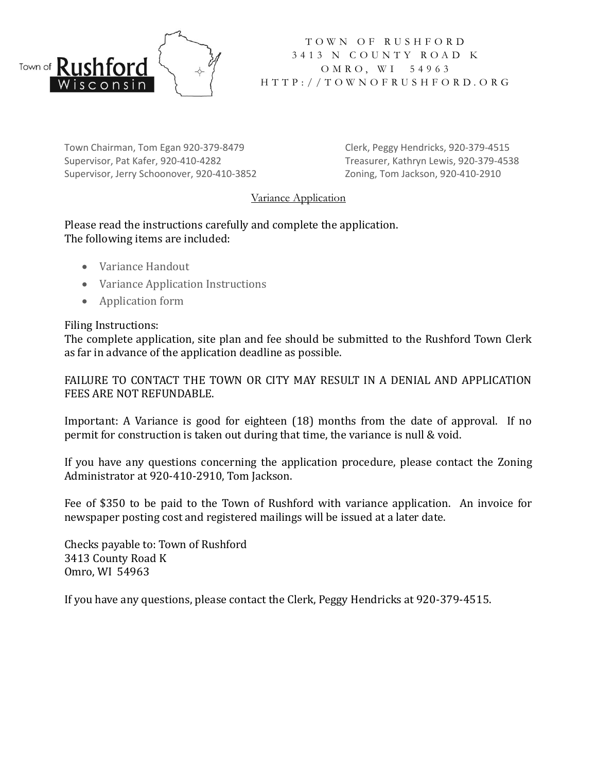Town of Rushford Wisconsin

TOWN OF RUSHFORD
3413 N COUNTY ROAD K
OMRO, WI 54963
HTTP://TOWNOFRUSHFORD.ORG

Town Chairman, Tom Egan 920-379-8479
Supervisor, Pat Kafer, 920-410-4282
Supervisor, Jerry Schoonover, 920-410-3852

Clerk, Peggy Hendricks, 920-379-4515
Treasurer, Kathryn Lewis, 920-379-4538
Zoning, Tom Jackson, 920-410-2910

## Variance Application

Please read the instructions carefully and complete the application.
The following items are included:

- Variance Handout
- Variance Application Instructions
- Application form

Filing Instructions:
The complete application, site plan and fee should be submitted to the Rushford Town Clerk as far in advance of the application deadline as possible.

FAILURE TO CONTACT THE TOWN OR CITY MAY RESULT IN A DENIAL AND APPLICATION FEES ARE NOT REFUNDABLE.

Important: A Variance is good for eighteen (18) months from the date of approval. If no permit for construction is taken out during that time, the variance is null & void.

If you have any questions concerning the application procedure, please contact the Zoning Administrator at 920-410-2910, Tom Jackson.

Fee of $350 to be paid to the Town of Rushford with variance application. An invoice for newspaper posting cost and registered mailings will be issued at a later date.

Checks payable to: Town of Rushford
3413 County Road K
Omro, WI 54963

If you have any questions, please contact the Clerk, Peggy Hendricks at 920-379-4515.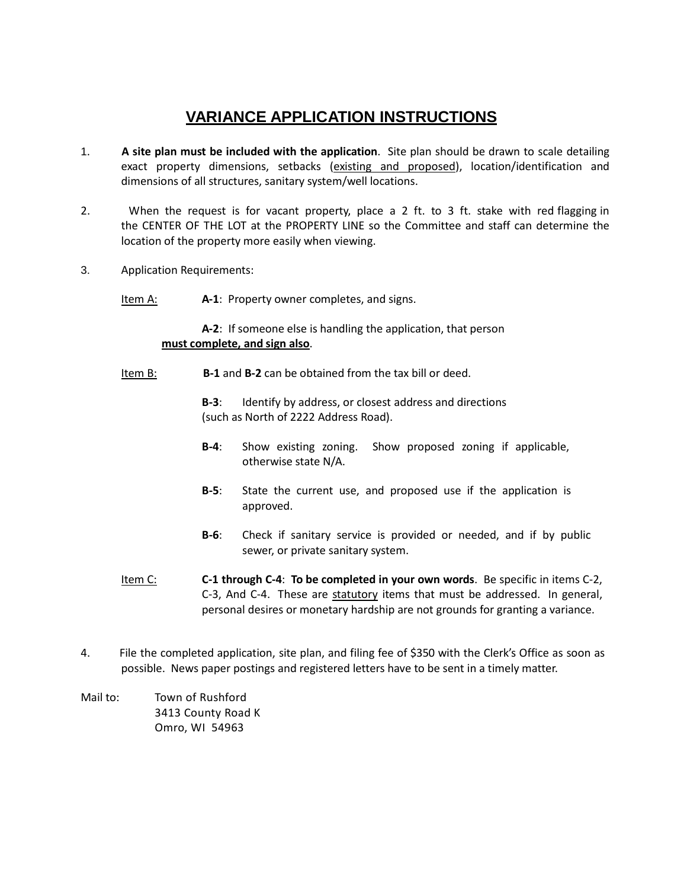# VARIANCE APPLICATION INSTRUCTIONS

1. **A site plan must be included with the application**. Site plan should be drawn to scale detailing exact property dimensions, setbacks (existing and proposed), location/identification and dimensions of all structures, sanitary system/well locations.

2. When the request is for vacant property, place a 2 ft. to 3 ft. stake with red flagging in the CENTER OF THE LOT at the PROPERTY LINE so the Committee and staff can determine the location of the property more easily when viewing.

3. Application Requirements:

   Item A: **A-1**: Property owner completes, and signs.

   **A-2**: If someone else is handling the application, that person **must complete, and sign also**.

   Item B: **B-1** and **B-2** can be obtained from the tax bill or deed.

   **B-3**: Identify by address, or closest address and directions (such as North of 2222 Address Road).

   **B-4**: Show existing zoning. Show proposed zoning if applicable, otherwise state N/A.

   **B-5**: State the current use, and proposed use if the application is approved.

   **B-6**: Check if sanitary service is provided or needed, and if by public sewer, or private sanitary system.

   Item C: **C-1 through C-4**: **To be completed in your own words**. Be specific in items C-2, C-3, And C-4. These are statutory items that must be addressed. In general, personal desires or monetary hardship are not grounds for granting a variance.

4. File the completed application, site plan, and filing fee of $350 with the Clerk's Office as soon as possible. News paper postings and registered letters have to be sent in a timely matter.

Mail to: Town of Rushford
3413 County Road K
Omro, WI 54963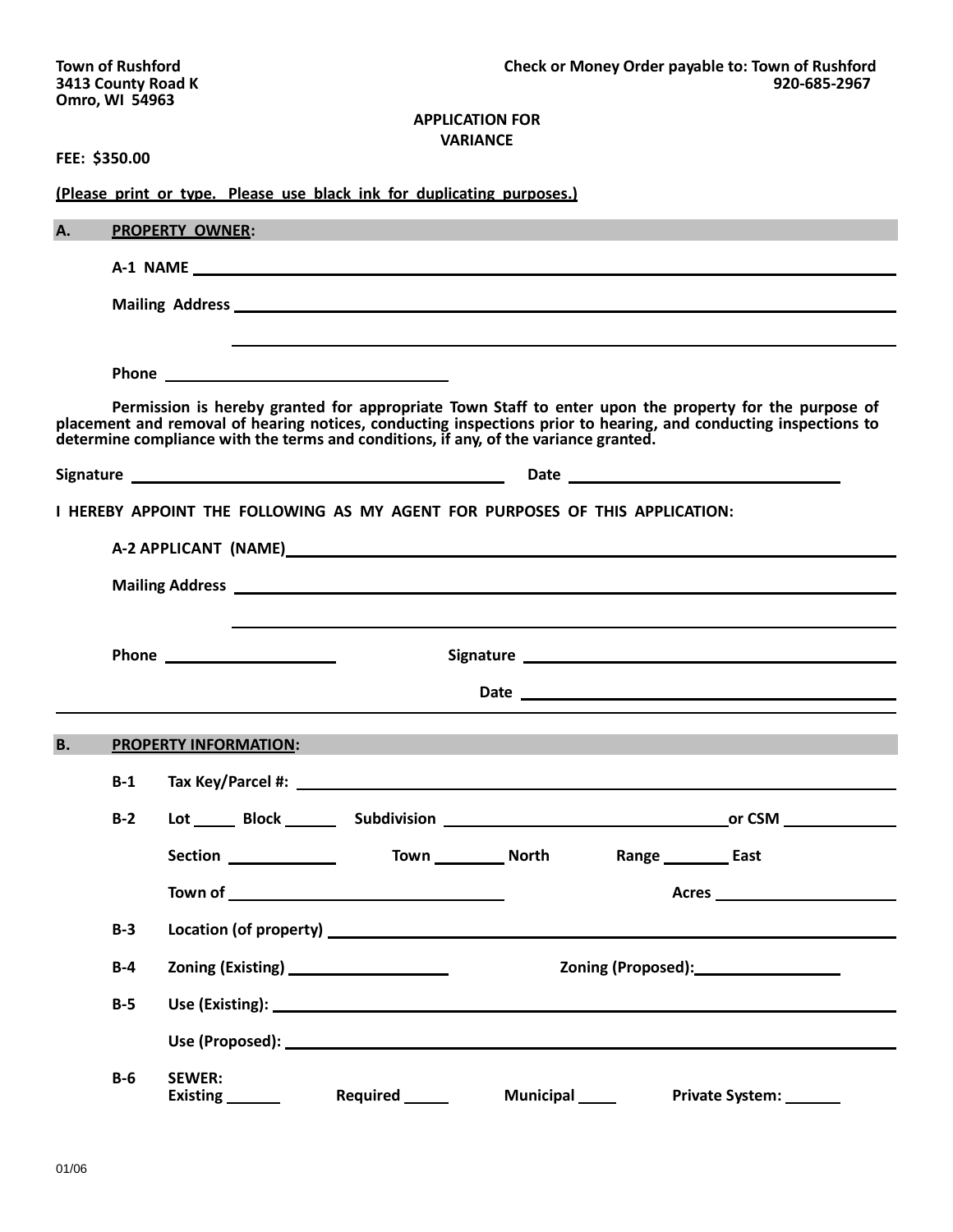**Town of Rushford**
**3413 County Road K**
**Omro, WI 54963**

**Check or Money Order payable to: Town of Rushford**
**920-685-2967**

## APPLICATION FOR VARIANCE

**FEE: $350.00**

**(Please print or type. Please use black ink for duplicating purposes.)**

## A. PROPERTY OWNER:

**A-1 NAME** ______________________________

**Mailing Address** ______________________________

______________________________

**Phone** ______________________________

**Permission is hereby granted for appropriate Town Staff to enter upon the property for the purpose of placement and removal of hearing notices, conducting inspections prior to hearing, and conducting inspections to determine compliance with the terms and conditions, if any, of the variance granted.**

**Signature** ______________________________ **Date** ______________________________

**I HEREBY APPOINT THE FOLLOWING AS MY AGENT FOR PURPOSES OF THIS APPLICATION:**

**A-2 APPLICANT (NAME)** ______________________________

**Mailing Address** ______________________________

______________________________

**Phone** ______________ **Signature** ______________________________

**Date** ______________________________

## B. PROPERTY INFORMATION:

**B-1** **Tax Key/Parcel #:** ______________________________

**B-2** **Lot** _____ **Block** ______ **Subdivision** ______________________________ **or CSM** ____________

**Section** ____________ **Town** ________ **North** **Range** ________ **East**

**Town of** ______________________________ **Acres** ____________________

**B-3** **Location (of property)** ______________________________

**B-4** **Zoning (Existing)** __________________ **Zoning (Proposed):** __________________

**B-5** **Use (Existing):** ______________________________

**Use (Proposed):** ______________________________

**B-6** **SEWER:**
**Existing** ______ **Required** _____ **Municipal** ____ **Private System:** ______

01/06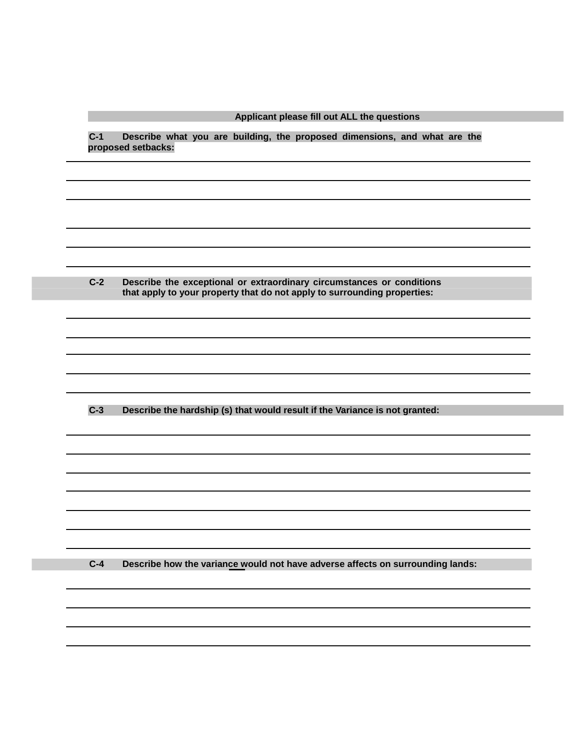**Applicant please fill out ALL the questions**

**C-1 Describe what you are building, the proposed dimensions, and what are the proposed setbacks:**

**C-2 Describe the exceptional or extraordinary circumstances or conditions that apply to your property that do not apply to surrounding properties:**

**C-3 Describe the hardship (s) that would result if the Variance is not granted:**

**C-4 Describe how the variance would not have adverse affects on surrounding lands:**